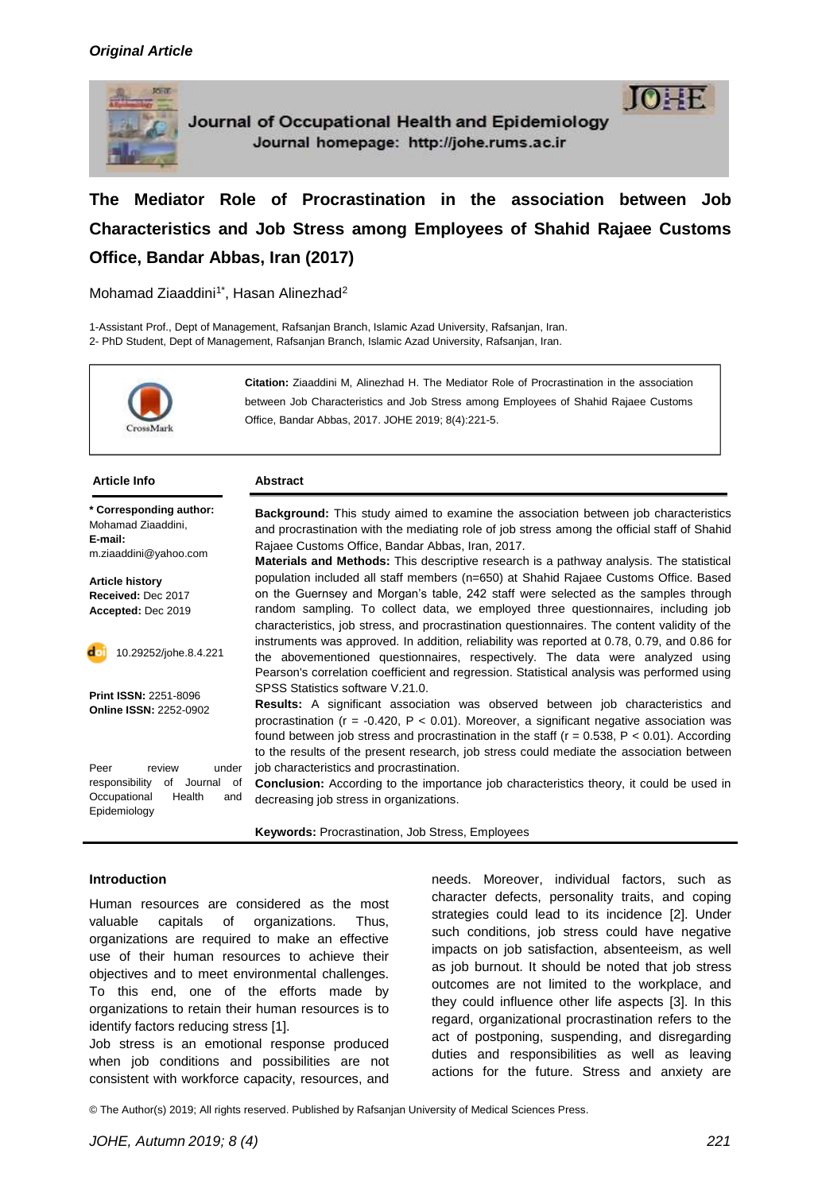*Original Article*

Journal of Occupational Health and Epidemiology
Journal homepage: http://johe.rums.ac.ir

# The Mediator Role of Procrastination in the association between Job Characteristics and Job Stress among Employees of Shahid Rajaee Customs Office, Bandar Abbas, Iran (2017)

Mohamad Ziaaddini[1*], Hasan Alinezhad[2]

1-Assistant Prof., Dept of Management, Rafsanjan Branch, Islamic Azad University, Rafsanjan, Iran.
2- PhD Student, Dept of Management, Rafsanjan Branch, Islamic Azad University, Rafsanjan, Iran.

**Citation:** Ziaaddini M, Alinezhad H. The Mediator Role of Procrastination in the association between Job Characteristics and Job Stress among Employees of Shahid Rajaee Customs Office, Bandar Abbas, 2017. JOHE 2019; 8(4):221-5.

**Article Info**

**\* Corresponding author:** Mohamad Ziaaddini,
**E-mail:** m.ziaaddini@yahoo.com

**Article history**
**Received:** Dec 2017
**Accepted:** Dec 2019

10.29252/johe.8.4.221

**Print ISSN:** 2251-8096
**Online ISSN:** 2252-0902

Peer review under responsibility of Journal of Occupational Health and Epidemiology

**Abstract**

**Background:** This study aimed to examine the association between job characteristics and procrastination with the mediating role of job stress among the official staff of Shahid Rajaee Customs Office, Bandar Abbas, Iran, 2017.

**Materials and Methods:** This descriptive research is a pathway analysis. The statistical population included all staff members (n=650) at Shahid Rajaee Customs Office. Based on the Guernsey and Morgan's table, 242 staff were selected as the samples through random sampling. To collect data, we employed three questionnaires, including job characteristics, job stress, and procrastination questionnaires. The content validity of the instruments was approved. In addition, reliability was reported at 0.78, 0.79, and 0.86 for the abovementioned questionnaires, respectively. The data were analyzed using Pearson's correlation coefficient and regression. Statistical analysis was performed using SPSS Statistics software V.21.0.

**Results:** A significant association was observed between job characteristics and procrastination ($r = -0.420$, $P < 0.01$). Moreover, a significant negative association was found between job stress and procrastination in the staff ($r = 0.538$, $P < 0.01$). According to the results of the present research, job stress could mediate the association between job characteristics and procrastination.

**Conclusion:** According to the importance job characteristics theory, it could be used in decreasing job stress in organizations.

**Keywords:** Procrastination, Job Stress, Employees

## Introduction

Human resources are considered as the most valuable capitals of organizations. Thus, organizations are required to make an effective use of their human resources to achieve their objectives and to meet environmental challenges. To this end, one of the efforts made by organizations to retain their human resources is to identify factors reducing stress [1].

Job stress is an emotional response produced when job conditions and possibilities are not consistent with workforce capacity, resources, and needs. Moreover, individual factors, such as character defects, personality traits, and coping strategies could lead to its incidence [2]. Under such conditions, job stress could have negative impacts on job satisfaction, absenteeism, as well as job burnout. It should be noted that job stress outcomes are not limited to the workplace, and they could influence other life aspects [3]. In this regard, organizational procrastination refers to the act of postponing, suspending, and disregarding duties and responsibilities as well as leaving actions for the future. Stress and anxiety are

© The Author(s) 2019; All rights reserved. Published by Rafsanjan University of Medical Sciences Press.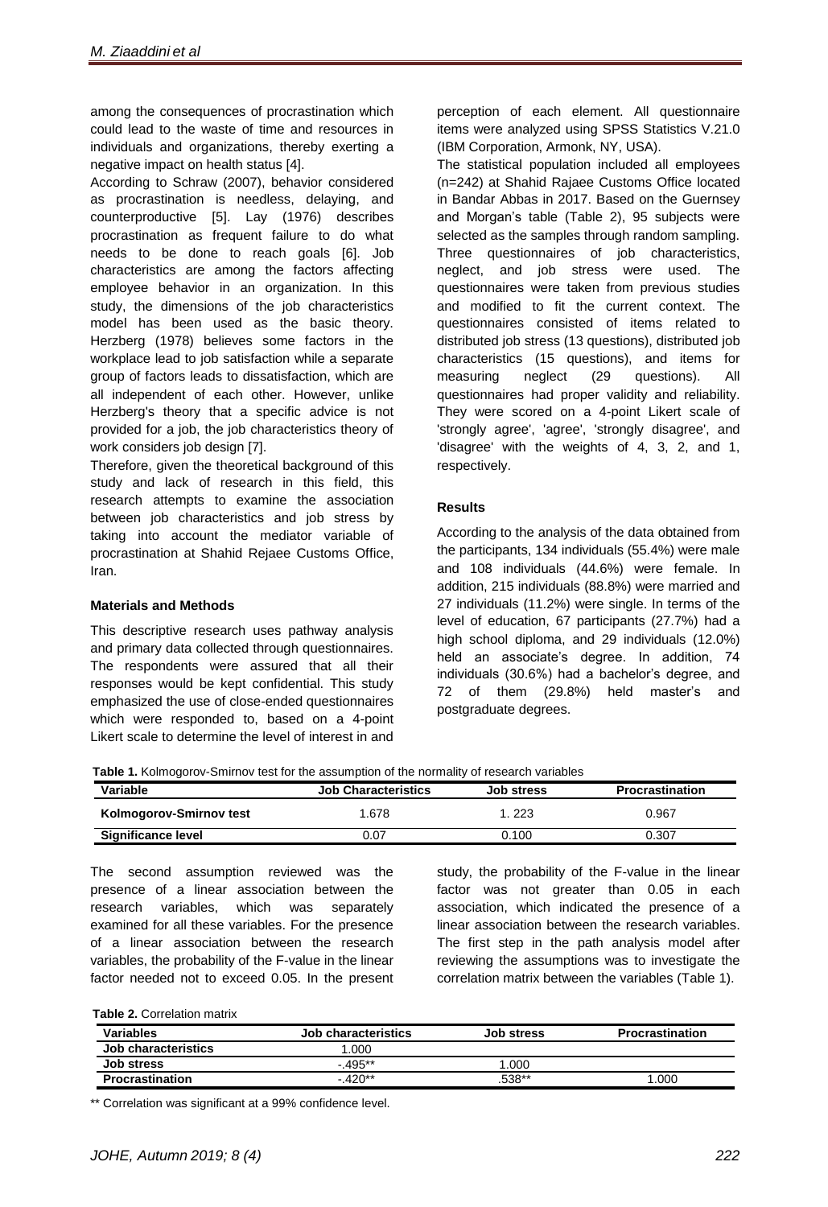among the consequences of procrastination which could lead to the waste of time and resources in individuals and organizations, thereby exerting a negative impact on health status [4].

According to Schraw (2007), behavior considered as procrastination is needless, delaying, and counterproductive [5]. Lay (1976) describes procrastination as frequent failure to do what needs to be done to reach goals [6]. Job characteristics are among the factors affecting employee behavior in an organization. In this study, the dimensions of the job characteristics model has been used as the basic theory. Herzberg (1978) believes some factors in the workplace lead to job satisfaction while a separate group of factors leads to dissatisfaction, which are all independent of each other. However, unlike Herzberg's theory that a specific advice is not provided for a job, the job characteristics theory of work considers job design [7].

Therefore, given the theoretical background of this study and lack of research in this field, this research attempts to examine the association between job characteristics and job stress by taking into account the mediator variable of procrastination at Shahid Rejaee Customs Office, Iran.

### Materials and Methods

This descriptive research uses pathway analysis and primary data collected through questionnaires. The respondents were assured that all their responses would be kept confidential. This study emphasized the use of close-ended questionnaires which were responded to, based on a 4-point Likert scale to determine the level of interest in and perception of each element. All questionnaire items were analyzed using SPSS Statistics V.21.0 (IBM Corporation, Armonk, NY, USA).

The statistical population included all employees (n=242) at Shahid Rajaee Customs Office located in Bandar Abbas in 2017. Based on the Guernsey and Morgan's table (Table 2), 95 subjects were selected as the samples through random sampling. Three questionnaires of job characteristics, neglect, and job stress were used. The questionnaires were taken from previous studies and modified to fit the current context. The questionnaires consisted of items related to distributed job stress (13 questions), distributed job characteristics (15 questions), and items for measuring neglect (29 questions). All questionnaires had proper validity and reliability. They were scored on a 4-point Likert scale of 'strongly agree', 'agree', 'strongly disagree', and 'disagree' with the weights of 4, 3, 2, and 1, respectively.

### Results

According to the analysis of the data obtained from the participants, 134 individuals (55.4%) were male and 108 individuals (44.6%) were female. In addition, 215 individuals (88.8%) were married and 27 individuals (11.2%) were single. In terms of the level of education, 67 participants (27.7%) had a high school diploma, and 29 individuals (12.0%) held an associate's degree. In addition, 74 individuals (30.6%) had a bachelor's degree, and 72 of them (29.8%) held master's and postgraduate degrees.

**Table 1.** Kolmogorov-Smirnov test for the assumption of the normality of research variables

| Variable | Job Characteristics | Job stress | Procrastination |
|---|---|---|---|
| **Kolmogorov-Smirnov test** | 1.678 | 1. 223 | 0.967 |
| **Significance level** | 0.07 | 0.100 | 0.307 |

The second assumption reviewed was the presence of a linear association between the research variables, which was separately examined for all these variables. For the presence of a linear association between the research variables, the probability of the F-value in the linear factor needed not to exceed 0.05. In the present study, the probability of the F-value in the linear factor was not greater than 0.05 in each association, which indicated the presence of a linear association between the research variables. The first step in the path analysis model after reviewing the assumptions was to investigate the correlation matrix between the variables (Table 1).

**Table 2.** Correlation matrix

| Variables | Job characteristics | Job stress | Procrastination |
|---|---|---|---|
| **Job characteristics** | 1.000 | | |
| **Job stress** | -.495** | 1.000 | |
| **Procrastination** | -.420** | .538** | 1.000 |

** Correlation was significant at a 99% confidence level.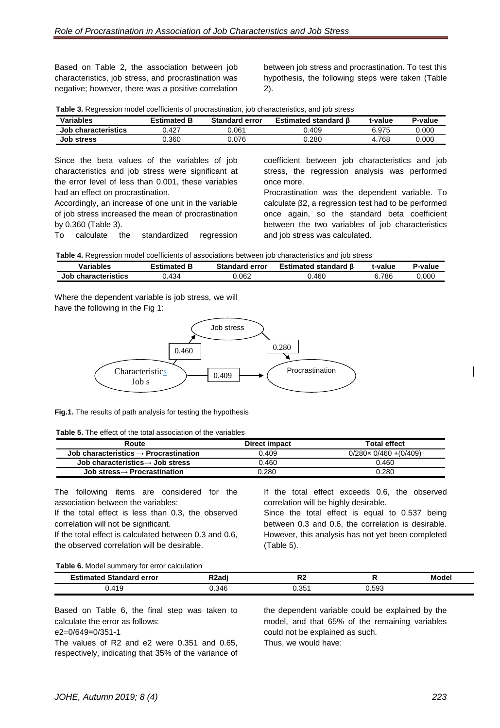Based on Table 2, the association between job characteristics, job stress, and procrastination was negative; however, there was a positive correlation between job stress and procrastination. To test this hypothesis, the following steps were taken (Table 2).

**Table 3.** Regression model coefficients of procrastination, job characteristics, and job stress

| Variables | Estimated B | Standard error | Estimated standard β | t-value | P-value |
|---|---|---|---|---|---|
| **Job characteristics** | 0.427 | 0.061 | 0.409 | 6.975 | 0.000 |
| **Job stress** | 0.360 | 0.076 | 0.280 | 4.768 | 0.000 |

Since the beta values of the variables of job characteristics and job stress were significant at the error level of less than 0.001, these variables had an effect on procrastination.

Accordingly, an increase of one unit in the variable of job stress increased the mean of procrastination by 0.360 (Table 3).

To calculate the standardized regression coefficient between job characteristics and job stress, the regression analysis was performed once more.

Procrastination was the dependent variable. To calculate β2, a regression test had to be performed once again, so the standard beta coefficient between the two variables of job characteristics and job stress was calculated.

**Table 4.** Regression model coefficients of associations between job characteristics and job stress

| Variables | Estimated B | Standard error | Estimated standard β | t-value | P-value |
|---|---|---|---|---|---|
| **Job characteristics** | 0.434 | 0.062 | 0.460 | 6.786 | 0.000 |

Where the dependent variable is job stress, we will have the following in the Fig 1:

Job stress

0.460

0.280

Characteristics
Job s

0.409

Procrastination

**Fig.1.** The results of path analysis for testing the hypothesis

**Table 5.** The effect of the total association of the variables

| Route | Direct impact | Total effect |
|---|---|---|
| **Job characteristics → Procrastination** | 0.409 | 0/280× 0/460 +(0/409) |
| **Job characteristics→ Job stress** | 0.460 | 0.460 |
| **Job stress→ Procrastination** | 0.280 | 0.280 |

The following items are considered for the association between the variables:

If the total effect is less than 0.3, the observed correlation will not be significant.

If the total effect is calculated between 0.3 and 0.6, the observed correlation will be desirable.

If the total effect exceeds 0.6, the observed correlation will be highly desirable.

Since the total effect is equal to 0.537 being between 0.3 and 0.6, the correlation is desirable. However, this analysis has not yet been completed (Table 5).

**Table 6.** Model summary for error calculation

| Estimated Standard error | R2adj | R2 | R | Model |
|---|---|---|---|---|
| 0.419 | 0.346 | 0.351 | 0.593 | |

Based on Table 6, the final step was taken to calculate the error as follows:

e2=0/649=0/351-1

The values of R2 and e2 were 0.351 and 0.65, respectively, indicating that 35% of the variance of the dependent variable could be explained by the model, and that 65% of the remaining variables could not be explained as such.

Thus, we would have: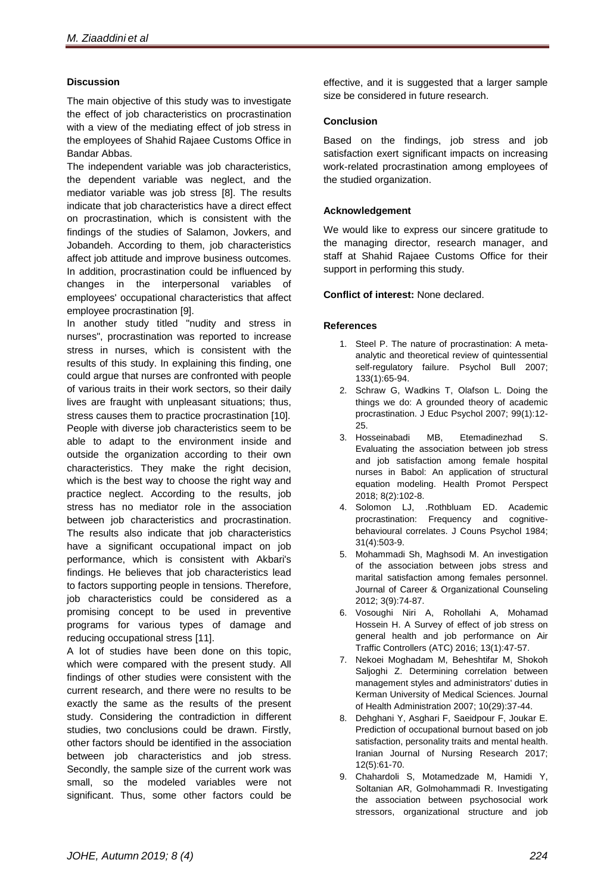## Discussion

The main objective of this study was to investigate the effect of job characteristics on procrastination with a view of the mediating effect of job stress in the employees of Shahid Rajaee Customs Office in Bandar Abbas.

The independent variable was job characteristics, the dependent variable was neglect, and the mediator variable was job stress [8]. The results indicate that job characteristics have a direct effect on procrastination, which is consistent with the findings of the studies of Salamon, Jovkers, and Jobandeh. According to them, job characteristics affect job attitude and improve business outcomes. In addition, procrastination could be influenced by changes in the interpersonal variables of employees' occupational characteristics that affect employee procrastination [9].

In another study titled "nudity and stress in nurses", procrastination was reported to increase stress in nurses, which is consistent with the results of this study. In explaining this finding, one could argue that nurses are confronted with people of various traits in their work sectors, so their daily lives are fraught with unpleasant situations; thus, stress causes them to practice procrastination [10]. People with diverse job characteristics seem to be able to adapt to the environment inside and outside the organization according to their own characteristics. They make the right decision, which is the best way to choose the right way and practice neglect. According to the results, job stress has no mediator role in the association between job characteristics and procrastination. The results also indicate that job characteristics have a significant occupational impact on job performance, which is consistent with Akbari's findings. He believes that job characteristics lead to factors supporting people in tensions. Therefore, job characteristics could be considered as a promising concept to be used in preventive programs for various types of damage and reducing occupational stress [11].

A lot of studies have been done on this topic, which were compared with the present study. All findings of other studies were consistent with the current research, and there were no results to be exactly the same as the results of the present study. Considering the contradiction in different studies, two conclusions could be drawn. Firstly, other factors should be identified in the association between job characteristics and job stress. Secondly, the sample size of the current work was small, so the modeled variables were not significant. Thus, some other factors could be effective, and it is suggested that a larger sample size be considered in future research.

## Conclusion

Based on the findings, job stress and job satisfaction exert significant impacts on increasing work-related procrastination among employees of the studied organization.

## Acknowledgement

We would like to express our sincere gratitude to the managing director, research manager, and staff at Shahid Rajaee Customs Office for their support in performing this study.

**Conflict of interest:** None declared.

## References

1. Steel P. The nature of procrastination: A meta-analytic and theoretical review of quintessential self-regulatory failure. Psychol Bull 2007; 133(1):65-94.
2. Schraw G, Wadkins T, Olafson L. Doing the things we do: A grounded theory of academic procrastination. J Educ Psychol 2007; 99(1):12-25.
3. Hosseinabadi MB, Etemadinezhad S. Evaluating the association between job stress and job satisfaction among female hospital nurses in Babol: An application of structural equation modeling. Health Promot Perspect 2018; 8(2):102-8.
4. Solomon LJ, .Rothbluam ED. Academic procrastination: Frequency and cognitive-behavioural correlates. J Couns Psychol 1984; 31(4):503-9.
5. Mohammadi Sh, Maghsodi M. An investigation of the association between jobs stress and marital satisfaction among females personnel. Journal of Career & Organizational Counseling 2012; 3(9):74-87.
6. Vosoughi Niri A, Rohollahi A, Mohamad Hossein H. A Survey of effect of job stress on general health and job performance on Air Traffic Controllers (ATC) 2016; 13(1):47-57.
7. Nekoei Moghadam M, Beheshtifar M, Shokoh Saljoghi Z. Determining correlation between management styles and administrators' duties in Kerman University of Medical Sciences. Journal of Health Administration 2007; 10(29):37-44.
8. Dehghani Y, Asghari F, Saeidpour F, Joukar E. Prediction of occupational burnout based on job satisfaction, personality traits and mental health. Iranian Journal of Nursing Research 2017; 12(5):61-70.
9. Chahardoli S, Motamedzade M, Hamidi Y, Soltanian AR, Golmohammadi R. Investigating the association between psychosocial work stressors, organizational structure and job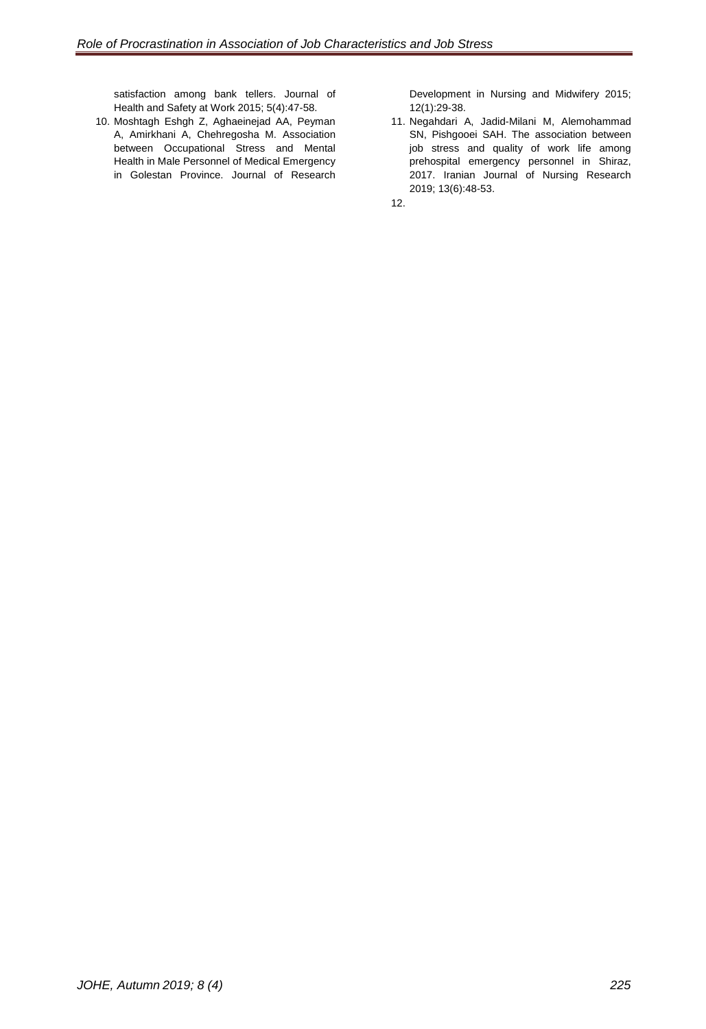satisfaction among bank tellers. Journal of Health and Safety at Work 2015; 5(4):47-58.

10. Moshtagh Eshgh Z, Aghaeinejad AA, Peyman A, Amirkhani A, Chehregosha M. Association between Occupational Stress and Mental Health in Male Personnel of Medical Emergency in Golestan Province. Journal of Research Development in Nursing and Midwifery 2015; 12(1):29-38.
11. Negahdari A, Jadid-Milani M, Alemohammad SN, Pishgooei SAH. The association between job stress and quality of work life among prehospital emergency personnel in Shiraz, 2017. Iranian Journal of Nursing Research 2019; 13(6):48-53.
12.